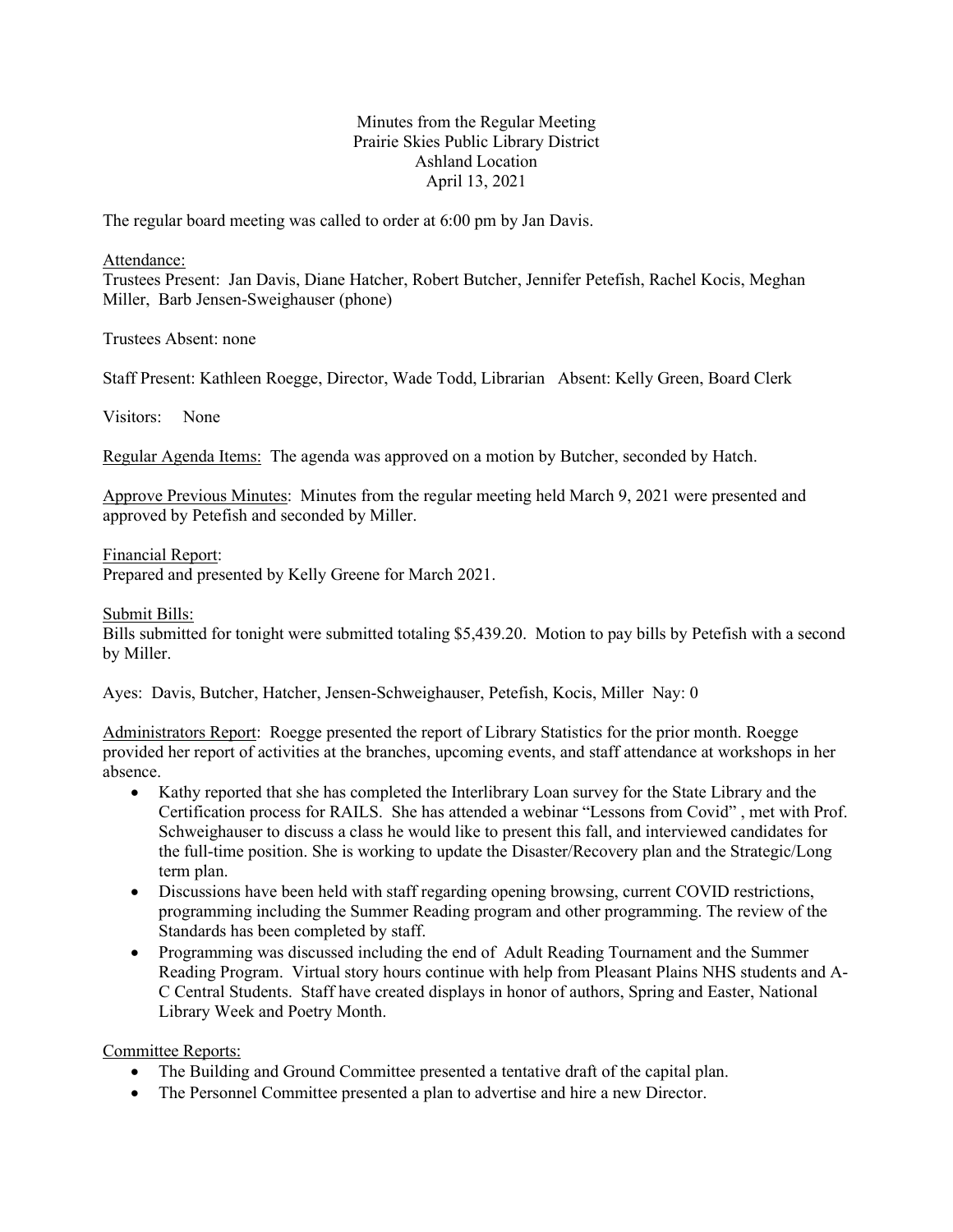Minutes from the Regular Meeting
Prairie Skies Public Library District
Ashland Location
April 13, 2021

The regular board meeting was called to order at 6:00 pm by Jan Davis.

Attendance:
Trustees Present: Jan Davis, Diane Hatcher, Robert Butcher, Jennifer Petefish, Rachel Kocis, Meghan Miller, Barb Jensen-Sweighauser (phone)

Trustees Absent: none

Staff Present: Kathleen Roegge, Director, Wade Todd, Librarian Absent: Kelly Green, Board Clerk

Visitors: None

Regular Agenda Items: The agenda was approved on a motion by Butcher, seconded by Hatch.

Approve Previous Minutes: Minutes from the regular meeting held March 9, 2021 were presented and approved by Petefish and seconded by Miller.

Financial Report:
Prepared and presented by Kelly Greene for March 2021.

Submit Bills:
Bills submitted for tonight were submitted totaling $5,439.20. Motion to pay bills by Petefish with a second by Miller.

Ayes: Davis, Butcher, Hatcher, Jensen-Schweighauser, Petefish, Kocis, Miller Nay: 0

Administrators Report: Roegge presented the report of Library Statistics for the prior month. Roegge provided her report of activities at the branches, upcoming events, and staff attendance at workshops in her absence.

- Kathy reported that she has completed the Interlibrary Loan survey for the State Library and the Certification process for RAILS. She has attended a webinar "Lessons from Covid" , met with Prof. Schweighauser to discuss a class he would like to present this fall, and interviewed candidates for the full-time position. She is working to update the Disaster/Recovery plan and the Strategic/Long term plan.
- Discussions have been held with staff regarding opening browsing, current COVID restrictions, programming including the Summer Reading program and other programming. The review of the Standards has been completed by staff.
- Programming was discussed including the end of Adult Reading Tournament and the Summer Reading Program. Virtual story hours continue with help from Pleasant Plains NHS students and A-C Central Students. Staff have created displays in honor of authors, Spring and Easter, National Library Week and Poetry Month.

Committee Reports:

- The Building and Ground Committee presented a tentative draft of the capital plan.
- The Personnel Committee presented a plan to advertise and hire a new Director.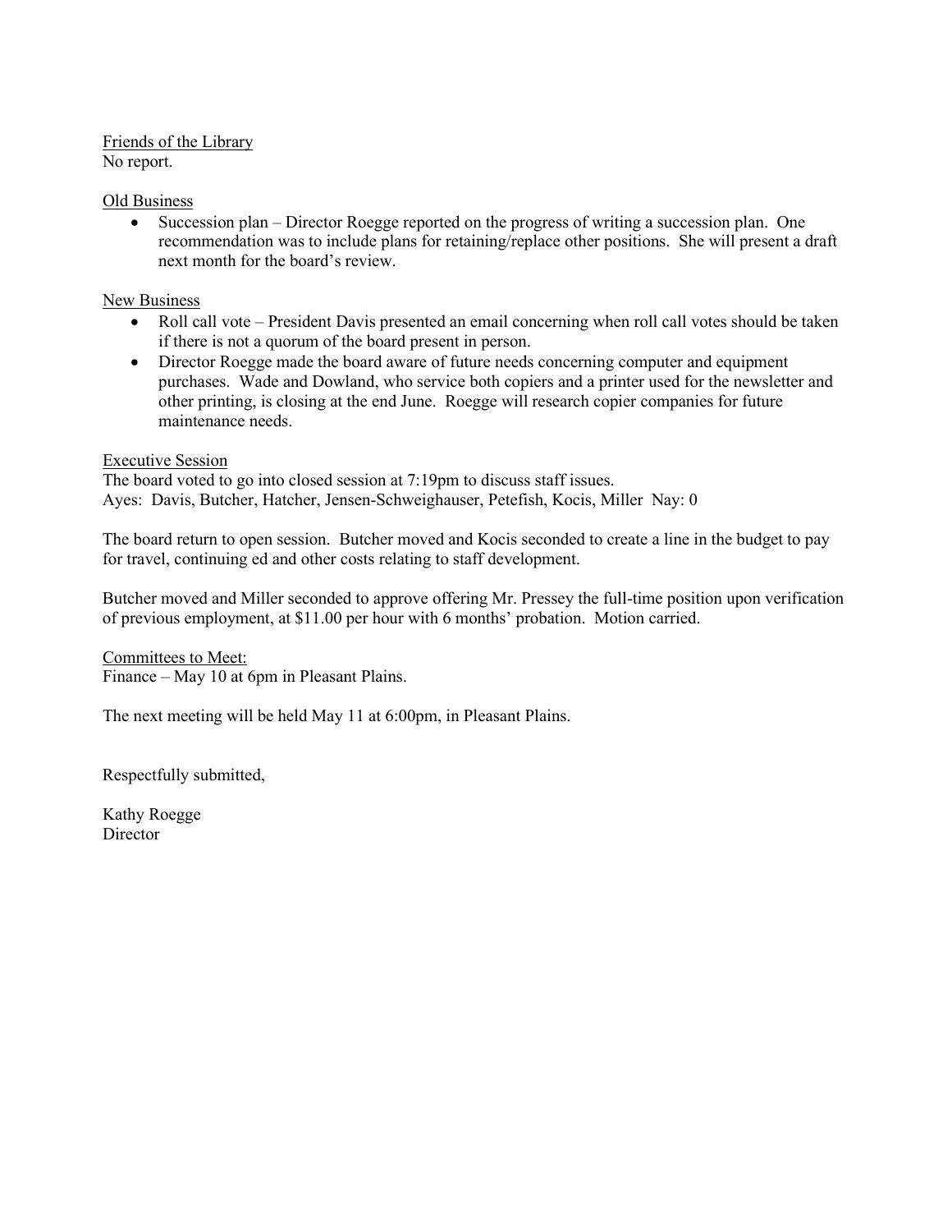Friends of the Library
No report.

Old Business

- Succession plan – Director Roegge reported on the progress of writing a succession plan. One recommendation was to include plans for retaining/replace other positions. She will present a draft next month for the board's review.

New Business

- Roll call vote – President Davis presented an email concerning when roll call votes should be taken if there is not a quorum of the board present in person.
- Director Roegge made the board aware of future needs concerning computer and equipment purchases. Wade and Dowland, who service both copiers and a printer used for the newsletter and other printing, is closing at the end June. Roegge will research copier companies for future maintenance needs.

Executive Session
The board voted to go into closed session at 7:19pm to discuss staff issues.
Ayes: Davis, Butcher, Hatcher, Jensen-Schweighauser, Petefish, Kocis, Miller Nay: 0

The board return to open session. Butcher moved and Kocis seconded to create a line in the budget to pay for travel, continuing ed and other costs relating to staff development.

Butcher moved and Miller seconded to approve offering Mr. Pressey the full-time position upon verification of previous employment, at $11.00 per hour with 6 months' probation. Motion carried.

Committees to Meet:
Finance – May 10 at 6pm in Pleasant Plains.

The next meeting will be held May 11 at 6:00pm, in Pleasant Plains.

Respectfully submitted,

Kathy Roegge
Director